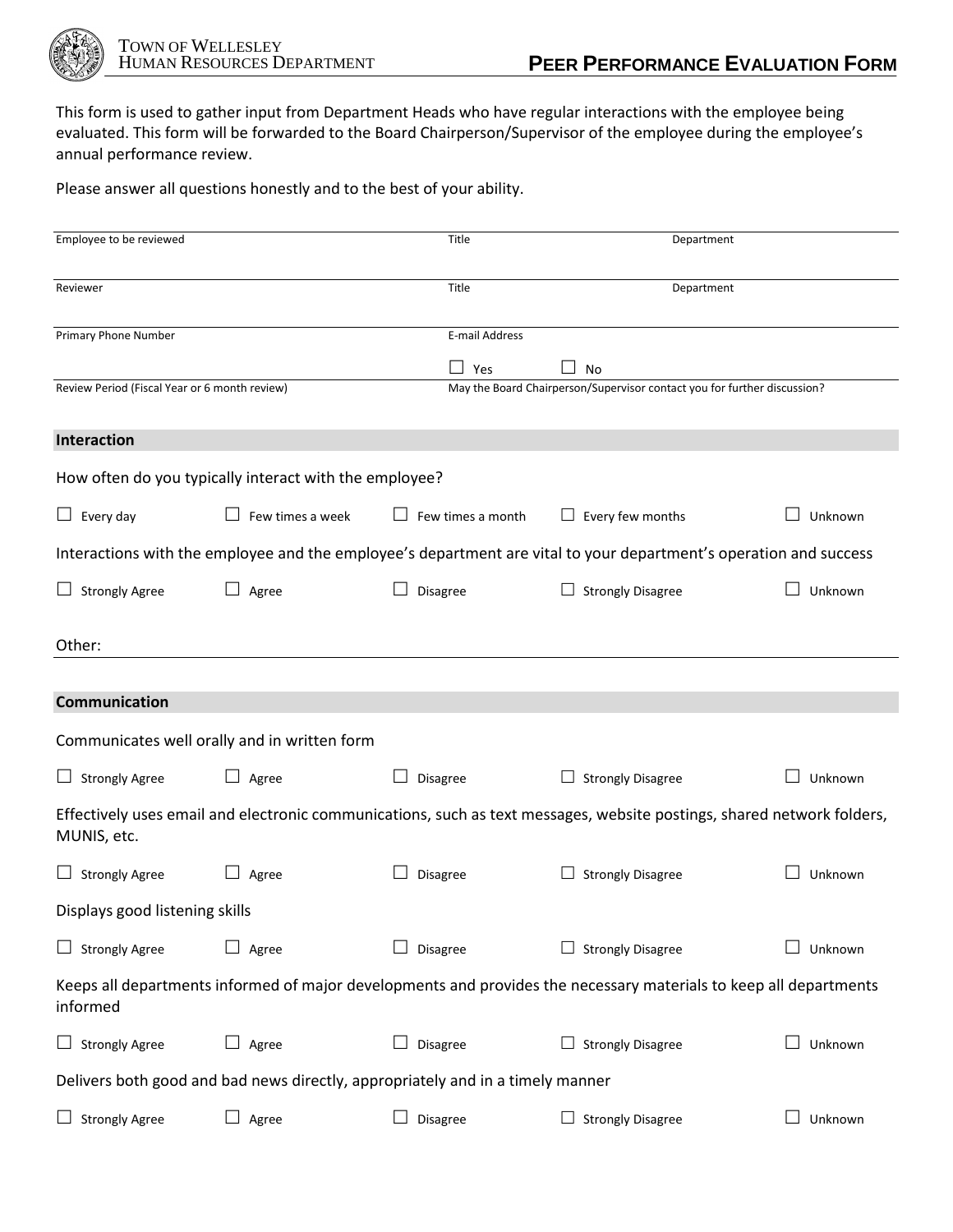TOWN OF WELLESLEY
HUMAN RESOURCES DEPARTMENT

# PEER PERFORMANCE EVALUATION FORM

This form is used to gather input from Department Heads who have regular interactions with the employee being evaluated. This form will be forwarded to the Board Chairperson/Supervisor of the employee during the employee's annual performance review.

Please answer all questions honestly and to the best of your ability.

| Employee to be reviewed | Title | Department |
|---|---|---|
| Reviewer | Title | Department |
| Primary Phone Number | E-mail Address | |
| Review Period (Fiscal Year or 6 month review) | ☐ Yes ☐ No May the Board Chairperson/Supervisor contact you for further discussion? | |

## Interaction

How often do you typically interact with the employee?

☐ Every day ☐ Few times a week ☐ Few times a month ☐ Every few months ☐ Unknown

Interactions with the employee and the employee's department are vital to your department's operation and success

☐ Strongly Agree ☐ Agree ☐ Disagree ☐ Strongly Disagree ☐ Unknown

Other: ______________________________

## Communication

Communicates well orally and in written form

☐ Strongly Agree ☐ Agree ☐ Disagree ☐ Strongly Disagree ☐ Unknown

Effectively uses email and electronic communications, such as text messages, website postings, shared network folders, MUNIS, etc.

☐ Strongly Agree ☐ Agree ☐ Disagree ☐ Strongly Disagree ☐ Unknown

Displays good listening skills

☐ Strongly Agree ☐ Agree ☐ Disagree ☐ Strongly Disagree ☐ Unknown

Keeps all departments informed of major developments and provides the necessary materials to keep all departments informed

☐ Strongly Agree ☐ Agree ☐ Disagree ☐ Strongly Disagree ☐ Unknown

Delivers both good and bad news directly, appropriately and in a timely manner

☐ Strongly Agree ☐ Agree ☐ Disagree ☐ Strongly Disagree ☐ Unknown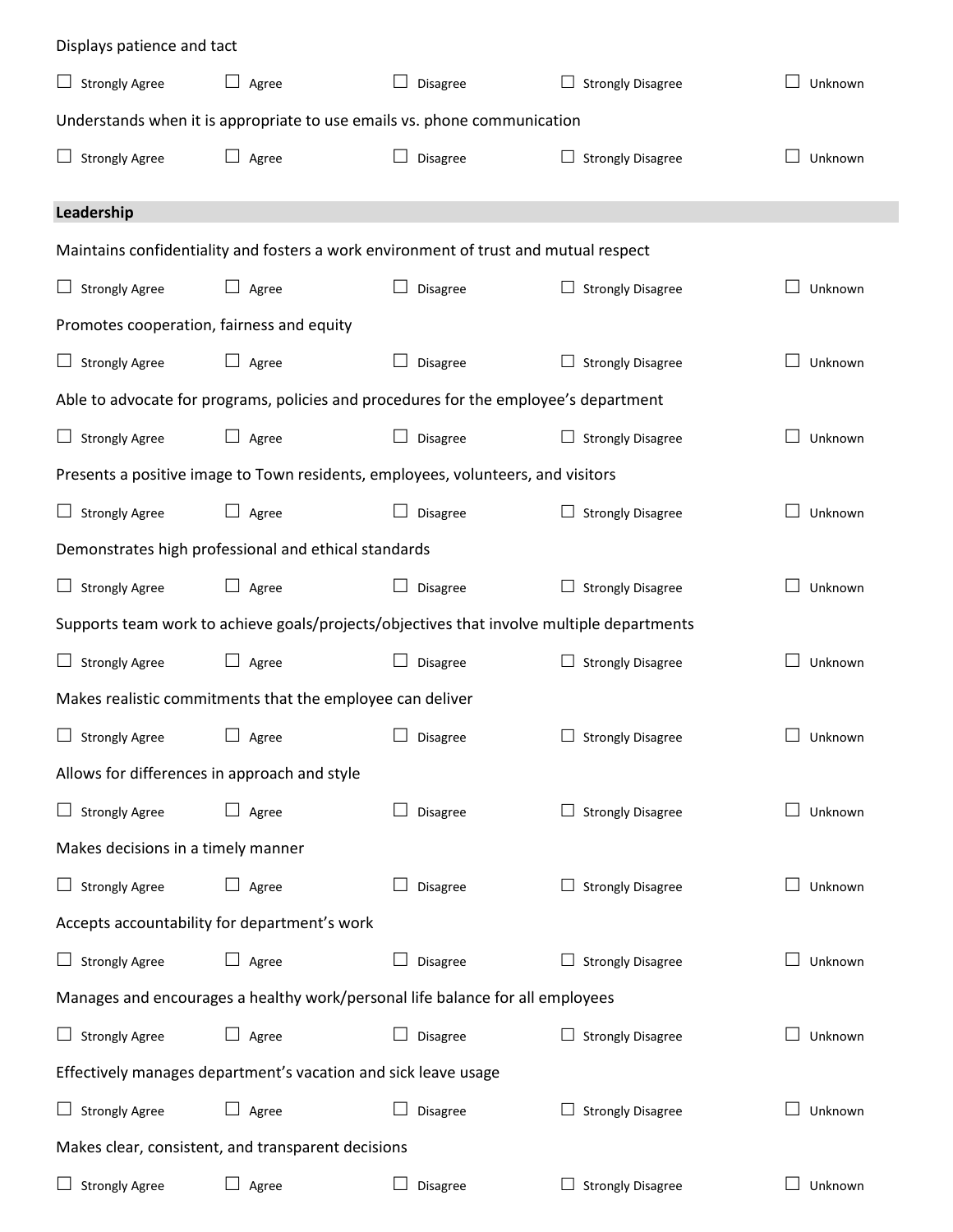Displays patience and tact

☐ Strongly Agree ☐ Agree ☐ Disagree ☐ Strongly Disagree ☐ Unknown

Understands when it is appropriate to use emails vs. phone communication

☐ Strongly Agree ☐ Agree ☐ Disagree ☐ Strongly Disagree ☐ Unknown

## Leadership

Maintains confidentiality and fosters a work environment of trust and mutual respect

☐ Strongly Agree ☐ Agree ☐ Disagree ☐ Strongly Disagree ☐ Unknown

Promotes cooperation, fairness and equity

☐ Strongly Agree ☐ Agree ☐ Disagree ☐ Strongly Disagree ☐ Unknown

Able to advocate for programs, policies and procedures for the employee's department

☐ Strongly Agree ☐ Agree ☐ Disagree ☐ Strongly Disagree ☐ Unknown

Presents a positive image to Town residents, employees, volunteers, and visitors

☐ Strongly Agree ☐ Agree ☐ Disagree ☐ Strongly Disagree ☐ Unknown

Demonstrates high professional and ethical standards

☐ Strongly Agree ☐ Agree ☐ Disagree ☐ Strongly Disagree ☐ Unknown

Supports team work to achieve goals/projects/objectives that involve multiple departments

☐ Strongly Agree ☐ Agree ☐ Disagree ☐ Strongly Disagree ☐ Unknown

Makes realistic commitments that the employee can deliver

☐ Strongly Agree ☐ Agree ☐ Disagree ☐ Strongly Disagree ☐ Unknown

Allows for differences in approach and style

☐ Strongly Agree ☐ Agree ☐ Disagree ☐ Strongly Disagree ☐ Unknown

Makes decisions in a timely manner

☐ Strongly Agree ☐ Agree ☐ Disagree ☐ Strongly Disagree ☐ Unknown

Accepts accountability for department's work

☐ Strongly Agree ☐ Agree ☐ Disagree ☐ Strongly Disagree ☐ Unknown

Manages and encourages a healthy work/personal life balance for all employees

☐ Strongly Agree ☐ Agree ☐ Disagree ☐ Strongly Disagree ☐ Unknown

Effectively manages department's vacation and sick leave usage

☐ Strongly Agree ☐ Agree ☐ Disagree ☐ Strongly Disagree ☐ Unknown

Makes clear, consistent, and transparent decisions

☐ Strongly Agree ☐ Agree ☐ Disagree ☐ Strongly Disagree ☐ Unknown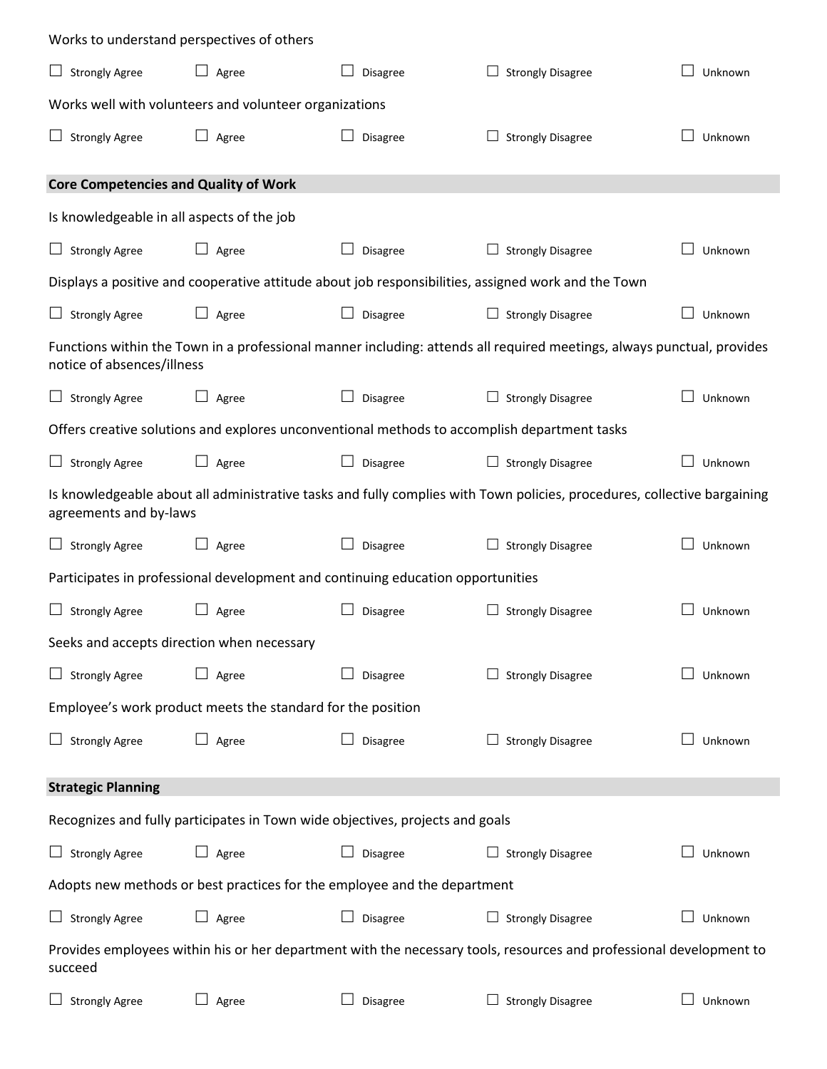Works to understand perspectives of others

☐ Strongly Agree ☐ Agree ☐ Disagree ☐ Strongly Disagree ☐ Unknown

Works well with volunteers and volunteer organizations

☐ Strongly Agree ☐ Agree ☐ Disagree ☐ Strongly Disagree ☐ Unknown

## Core Competencies and Quality of Work

Is knowledgeable in all aspects of the job

☐ Strongly Agree ☐ Agree ☐ Disagree ☐ Strongly Disagree ☐ Unknown

Displays a positive and cooperative attitude about job responsibilities, assigned work and the Town

☐ Strongly Agree ☐ Agree ☐ Disagree ☐ Strongly Disagree ☐ Unknown

Functions within the Town in a professional manner including: attends all required meetings, always punctual, provides notice of absences/illness

☐ Strongly Agree ☐ Agree ☐ Disagree ☐ Strongly Disagree ☐ Unknown

Offers creative solutions and explores unconventional methods to accomplish department tasks

☐ Strongly Agree ☐ Agree ☐ Disagree ☐ Strongly Disagree ☐ Unknown

Is knowledgeable about all administrative tasks and fully complies with Town policies, procedures, collective bargaining agreements and by-laws

☐ Strongly Agree ☐ Agree ☐ Disagree ☐ Strongly Disagree ☐ Unknown

Participates in professional development and continuing education opportunities

☐ Strongly Agree ☐ Agree ☐ Disagree ☐ Strongly Disagree ☐ Unknown

Seeks and accepts direction when necessary

☐ Strongly Agree ☐ Agree ☐ Disagree ☐ Strongly Disagree ☐ Unknown

Employee's work product meets the standard for the position

☐ Strongly Agree ☐ Agree ☐ Disagree ☐ Strongly Disagree ☐ Unknown

## Strategic Planning

Recognizes and fully participates in Town wide objectives, projects and goals

☐ Strongly Agree ☐ Agree ☐ Disagree ☐ Strongly Disagree ☐ Unknown

Adopts new methods or best practices for the employee and the department

☐ Strongly Agree ☐ Agree ☐ Disagree ☐ Strongly Disagree ☐ Unknown

Provides employees within his or her department with the necessary tools, resources and professional development to succeed

☐ Strongly Agree ☐ Agree ☐ Disagree ☐ Strongly Disagree ☐ Unknown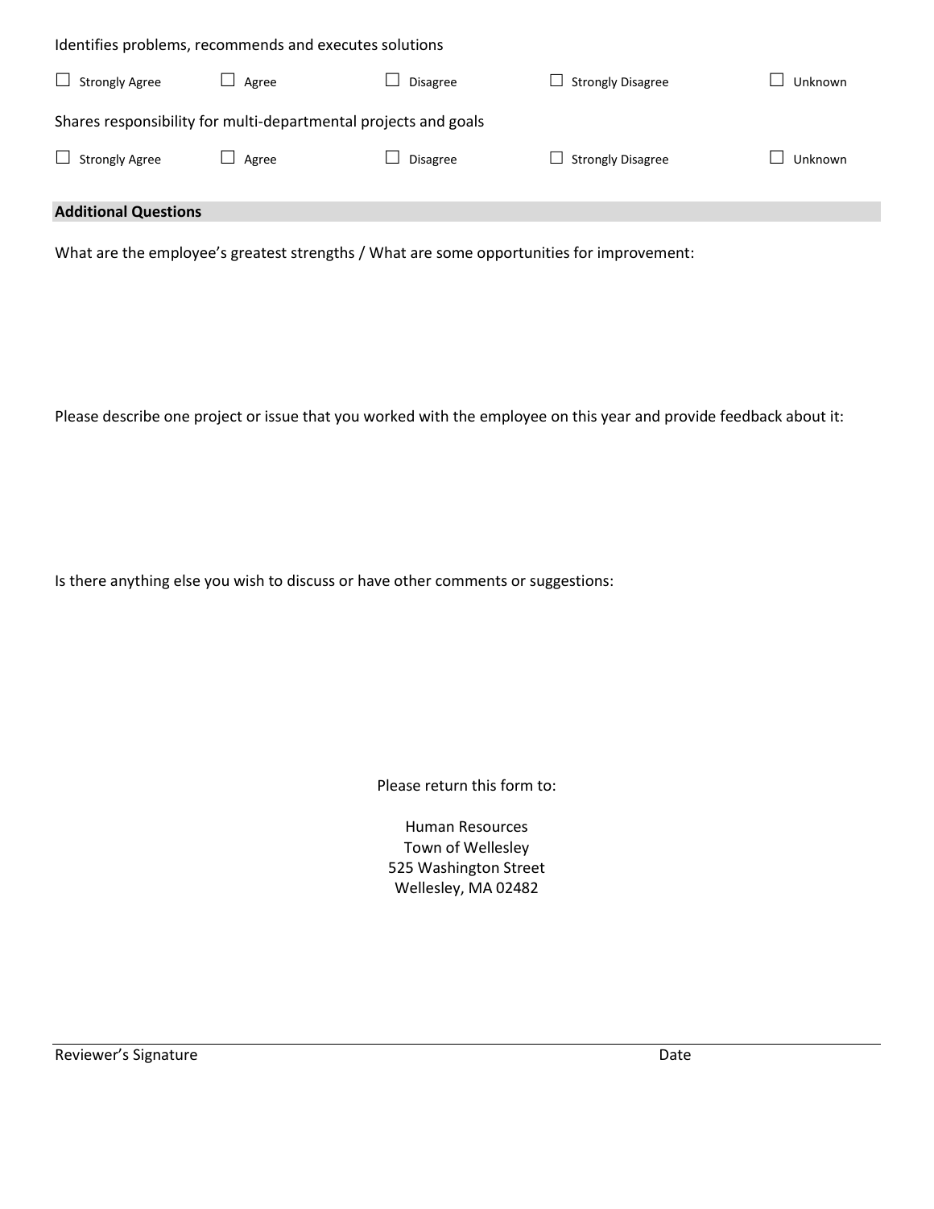Identifies problems, recommends and executes solutions

☐ Strongly Agree ☐ Agree ☐ Disagree ☐ Strongly Disagree ☐ Unknown

Shares responsibility for multi-departmental projects and goals

☐ Strongly Agree ☐ Agree ☐ Disagree ☐ Strongly Disagree ☐ Unknown

## Additional Questions

What are the employee's greatest strengths / What are some opportunities for improvement:

Please describe one project or issue that you worked with the employee on this year and provide feedback about it:

Is there anything else you wish to discuss or have other comments or suggestions:

Please return this form to:

Human Resources
Town of Wellesley
525 Washington Street
Wellesley, MA 02482

Reviewer's Signature Date